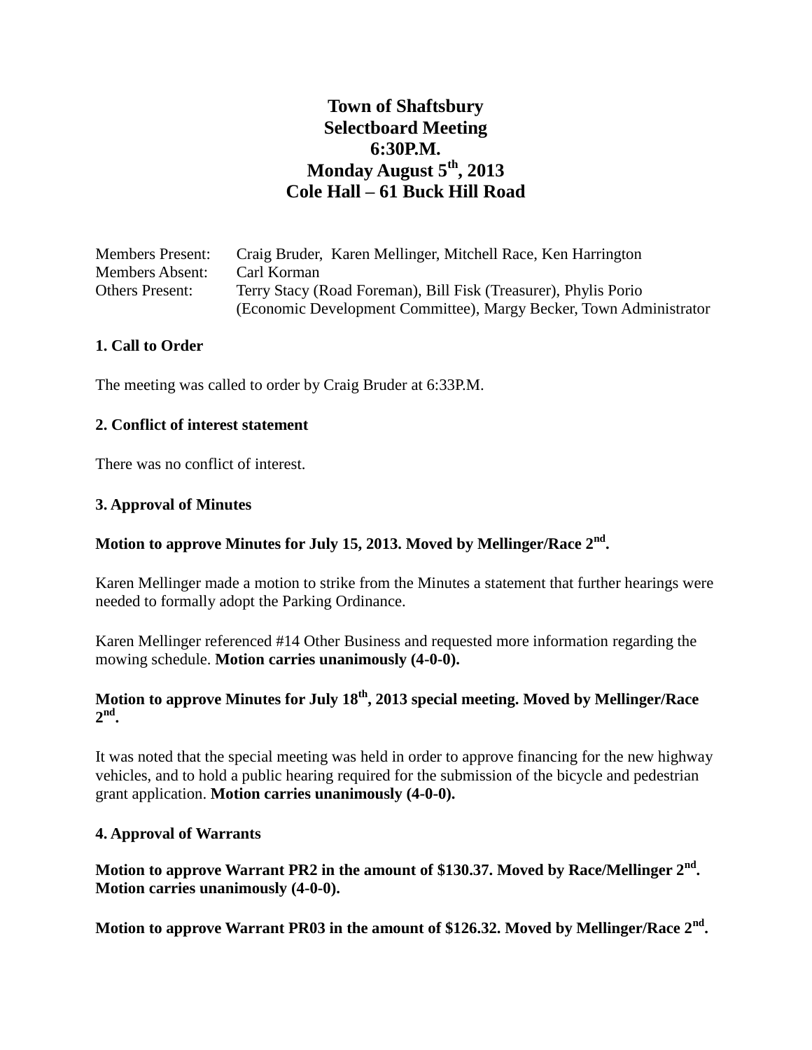# Town of Shaftsbury
# Selectboard Meeting
# 6:30P.M.
# Monday August 5th, 2013
# Cole Hall – 61 Buck Hill Road

| | |
|---|---|
| Members Present: | Craig Bruder, Karen Mellinger, Mitchell Race, Ken Harrington |
| Members Absent: | Carl Korman |
| Others Present: | Terry Stacy (Road Foreman), Bill Fisk (Treasurer), Phylis Porio (Economic Development Committee), Margy Becker, Town Administrator |

**1. Call to Order**

The meeting was called to order by Craig Bruder at 6:33P.M.

**2. Conflict of interest statement**

There was no conflict of interest.

**3. Approval of Minutes**

**Motion to approve Minutes for July 15, 2013. Moved by Mellinger/Race 2nd.**

Karen Mellinger made a motion to strike from the Minutes a statement that further hearings were needed to formally adopt the Parking Ordinance.

Karen Mellinger referenced #14 Other Business and requested more information regarding the mowing schedule. **Motion carries unanimously (4-0-0).**

**Motion to approve Minutes for July 18th, 2013 special meeting. Moved by Mellinger/Race 2nd.**

It was noted that the special meeting was held in order to approve financing for the new highway vehicles, and to hold a public hearing required for the submission of the bicycle and pedestrian grant application. **Motion carries unanimously (4-0-0).**

**4. Approval of Warrants**

**Motion to approve Warrant PR2 in the amount of $130.37. Moved by Race/Mellinger 2nd. Motion carries unanimously (4-0-0).**

**Motion to approve Warrant PR03 in the amount of $126.32. Moved by Mellinger/Race 2nd.**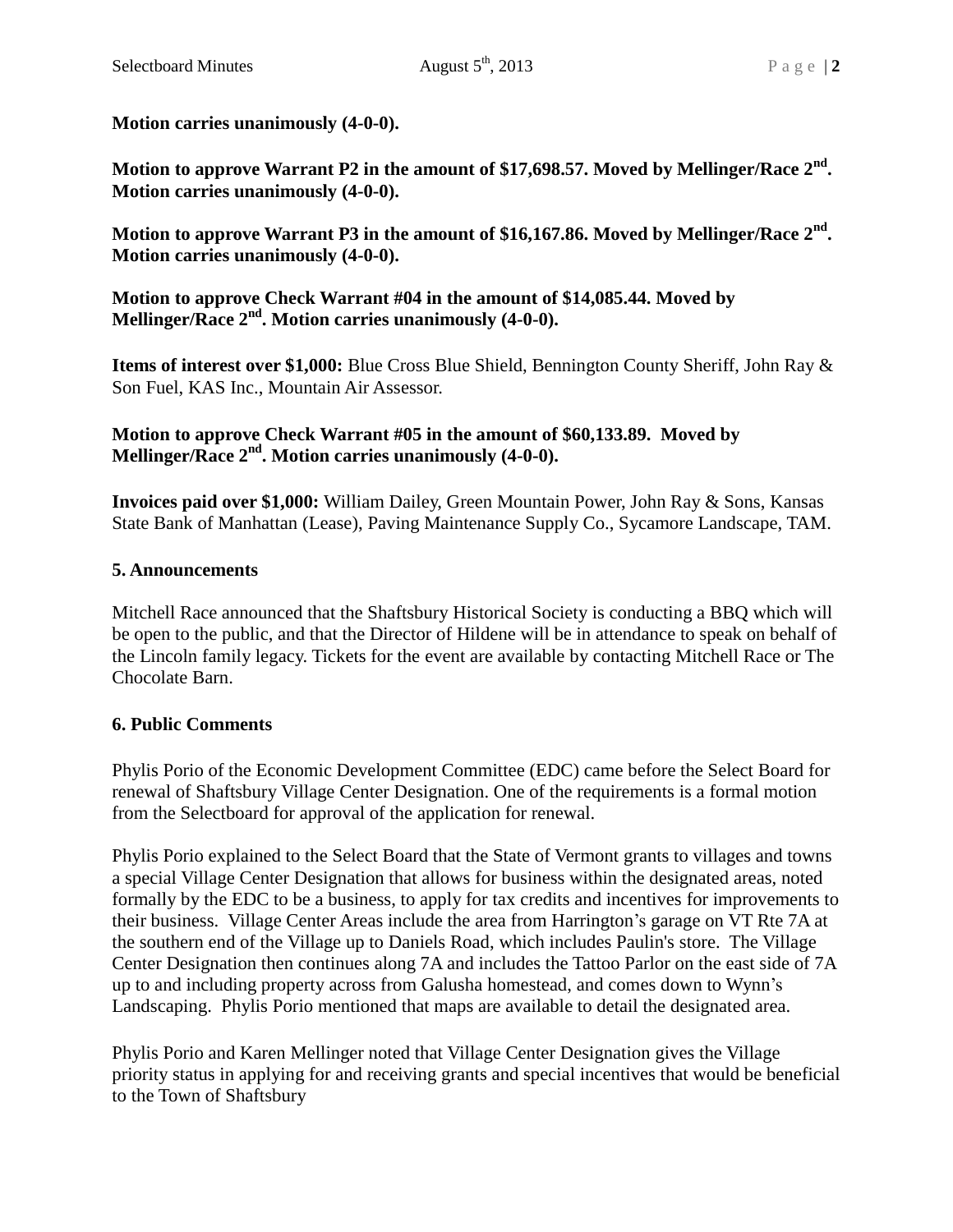**Motion carries unanimously (4-0-0).**

**Motion to approve Warrant P2 in the amount of $17,698.57. Moved by Mellinger/Race 2nd. Motion carries unanimously (4-0-0).**

**Motion to approve Warrant P3 in the amount of $16,167.86. Moved by Mellinger/Race 2nd. Motion carries unanimously (4-0-0).**

**Motion to approve Check Warrant #04 in the amount of $14,085.44. Moved by Mellinger/Race 2nd. Motion carries unanimously (4-0-0).**

**Items of interest over $1,000:** Blue Cross Blue Shield, Bennington County Sheriff, John Ray & Son Fuel, KAS Inc., Mountain Air Assessor.

**Motion to approve Check Warrant #05 in the amount of $60,133.89. Moved by Mellinger/Race 2nd. Motion carries unanimously (4-0-0).**

**Invoices paid over $1,000:** William Dailey, Green Mountain Power, John Ray & Sons, Kansas State Bank of Manhattan (Lease), Paving Maintenance Supply Co., Sycamore Landscape, TAM.

## 5. Announcements

Mitchell Race announced that the Shaftsbury Historical Society is conducting a BBQ which will be open to the public, and that the Director of Hildene will be in attendance to speak on behalf of the Lincoln family legacy. Tickets for the event are available by contacting Mitchell Race or The Chocolate Barn.

## 6. Public Comments

Phylis Porio of the Economic Development Committee (EDC) came before the Select Board for renewal of Shaftsbury Village Center Designation. One of the requirements is a formal motion from the Selectboard for approval of the application for renewal.

Phylis Porio explained to the Select Board that the State of Vermont grants to villages and towns a special Village Center Designation that allows for business within the designated areas, noted formally by the EDC to be a business, to apply for tax credits and incentives for improvements to their business. Village Center Areas include the area from Harrington's garage on VT Rte 7A at the southern end of the Village up to Daniels Road, which includes Paulin's store. The Village Center Designation then continues along 7A and includes the Tattoo Parlor on the east side of 7A up to and including property across from Galusha homestead, and comes down to Wynn's Landscaping. Phylis Porio mentioned that maps are available to detail the designated area.

Phylis Porio and Karen Mellinger noted that Village Center Designation gives the Village priority status in applying for and receiving grants and special incentives that would be beneficial to the Town of Shaftsbury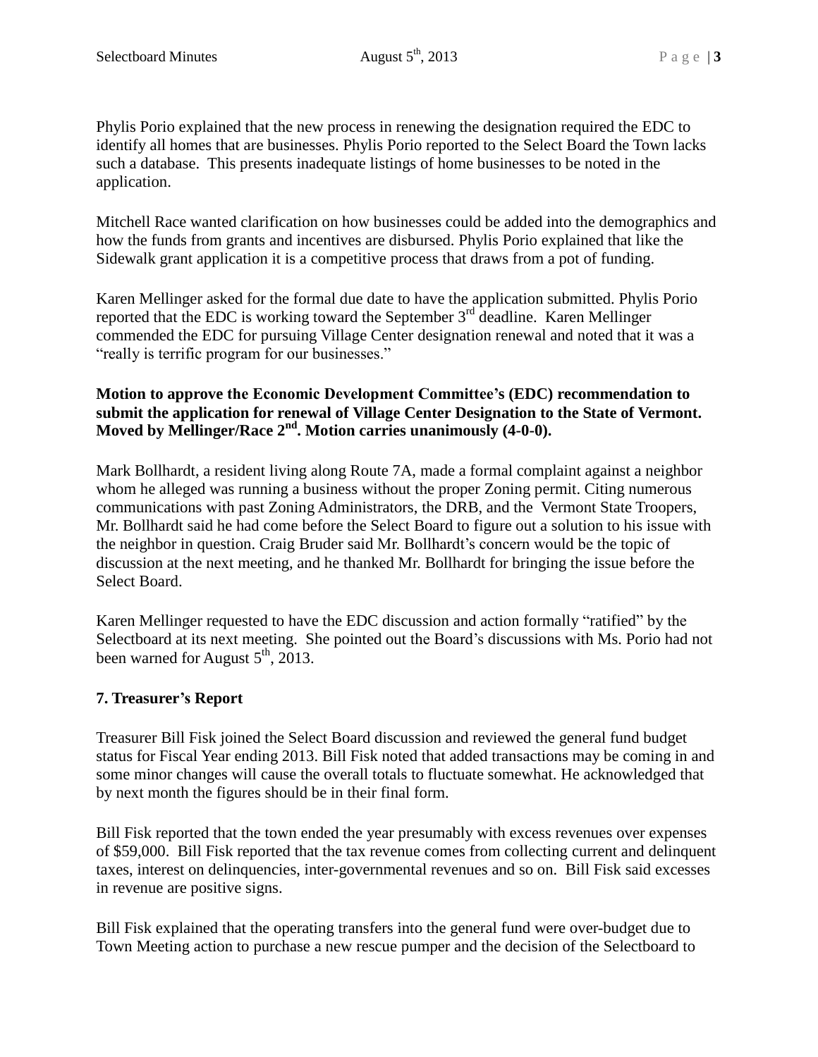Phylis Porio explained that the new process in renewing the designation required the EDC to identify all homes that are businesses. Phylis Porio reported to the Select Board the Town lacks such a database. This presents inadequate listings of home businesses to be noted in the application.

Mitchell Race wanted clarification on how businesses could be added into the demographics and how the funds from grants and incentives are disbursed. Phylis Porio explained that like the Sidewalk grant application it is a competitive process that draws from a pot of funding.

Karen Mellinger asked for the formal due date to have the application submitted. Phylis Porio reported that the EDC is working toward the September 3rd deadline. Karen Mellinger commended the EDC for pursuing Village Center designation renewal and noted that it was a "really is terrific program for our businesses."

**Motion to approve the Economic Development Committee's (EDC) recommendation to submit the application for renewal of Village Center Designation to the State of Vermont. Moved by Mellinger/Race 2nd. Motion carries unanimously (4-0-0).**

Mark Bollhardt, a resident living along Route 7A, made a formal complaint against a neighbor whom he alleged was running a business without the proper Zoning permit. Citing numerous communications with past Zoning Administrators, the DRB, and the Vermont State Troopers, Mr. Bollhardt said he had come before the Select Board to figure out a solution to his issue with the neighbor in question. Craig Bruder said Mr. Bollhardt's concern would be the topic of discussion at the next meeting, and he thanked Mr. Bollhardt for bringing the issue before the Select Board.

Karen Mellinger requested to have the EDC discussion and action formally "ratified" by the Selectboard at its next meeting. She pointed out the Board's discussions with Ms. Porio had not been warned for August 5th, 2013.

**7. Treasurer's Report**

Treasurer Bill Fisk joined the Select Board discussion and reviewed the general fund budget status for Fiscal Year ending 2013. Bill Fisk noted that added transactions may be coming in and some minor changes will cause the overall totals to fluctuate somewhat. He acknowledged that by next month the figures should be in their final form.

Bill Fisk reported that the town ended the year presumably with excess revenues over expenses of $59,000. Bill Fisk reported that the tax revenue comes from collecting current and delinquent taxes, interest on delinquencies, inter-governmental revenues and so on. Bill Fisk said excesses in revenue are positive signs.

Bill Fisk explained that the operating transfers into the general fund were over-budget due to Town Meeting action to purchase a new rescue pumper and the decision of the Selectboard to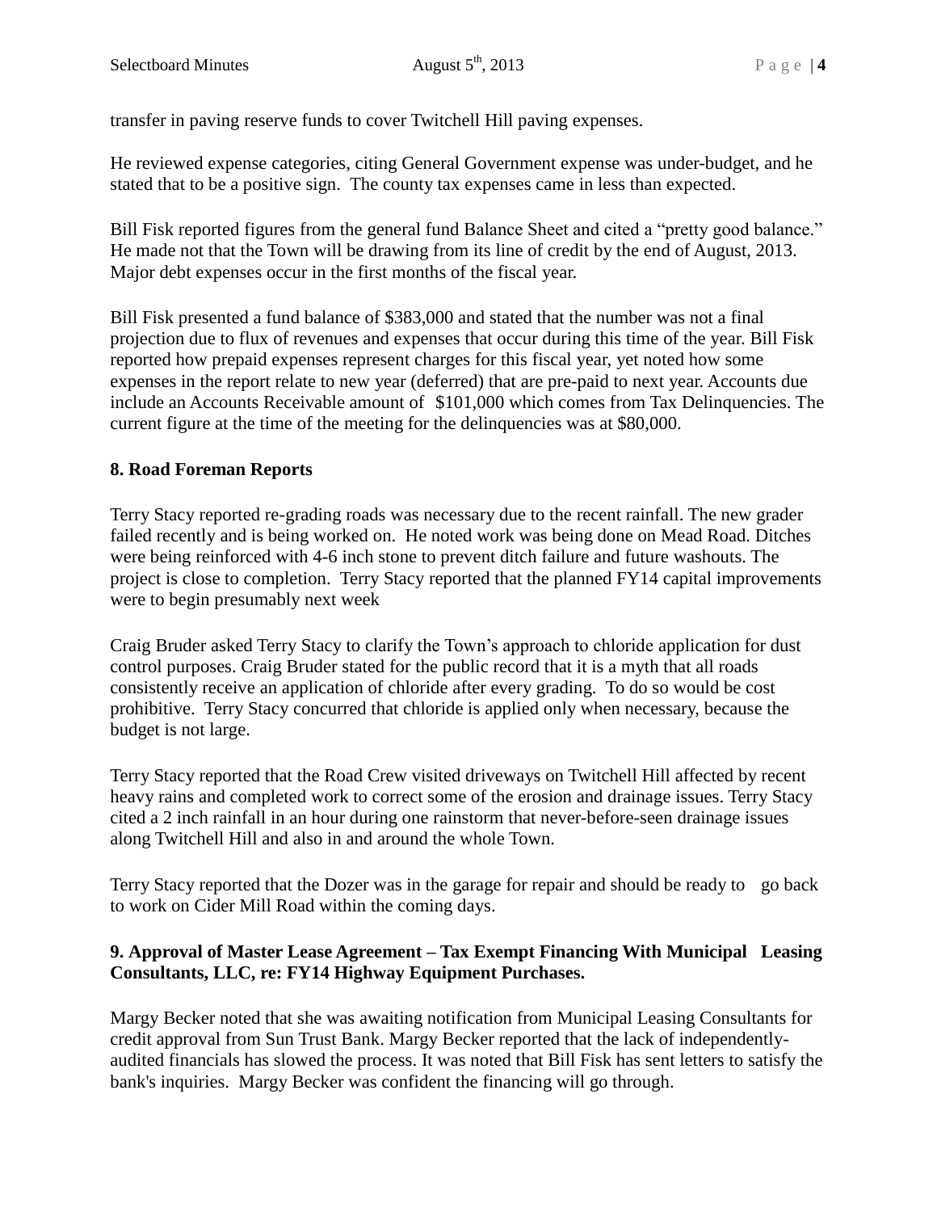transfer in paving reserve funds to cover Twitchell Hill paving expenses.

He reviewed expense categories, citing General Government expense was under-budget, and he stated that to be a positive sign. The county tax expenses came in less than expected.

Bill Fisk reported figures from the general fund Balance Sheet and cited a "pretty good balance." He made not that the Town will be drawing from its line of credit by the end of August, 2013. Major debt expenses occur in the first months of the fiscal year.

Bill Fisk presented a fund balance of $383,000 and stated that the number was not a final projection due to flux of revenues and expenses that occur during this time of the year. Bill Fisk reported how prepaid expenses represent charges for this fiscal year, yet noted how some expenses in the report relate to new year (deferred) that are pre-paid to next year. Accounts due include an Accounts Receivable amount of $101,000 which comes from Tax Delinquencies. The current figure at the time of the meeting for the delinquencies was at $80,000.

**8. Road Foreman Reports**

Terry Stacy reported re-grading roads was necessary due to the recent rainfall. The new grader failed recently and is being worked on. He noted work was being done on Mead Road. Ditches were being reinforced with 4-6 inch stone to prevent ditch failure and future washouts. The project is close to completion. Terry Stacy reported that the planned FY14 capital improvements were to begin presumably next week

Craig Bruder asked Terry Stacy to clarify the Town's approach to chloride application for dust control purposes. Craig Bruder stated for the public record that it is a myth that all roads consistently receive an application of chloride after every grading. To do so would be cost prohibitive. Terry Stacy concurred that chloride is applied only when necessary, because the budget is not large.

Terry Stacy reported that the Road Crew visited driveways on Twitchell Hill affected by recent heavy rains and completed work to correct some of the erosion and drainage issues. Terry Stacy cited a 2 inch rainfall in an hour during one rainstorm that never-before-seen drainage issues along Twitchell Hill and also in and around the whole Town.

Terry Stacy reported that the Dozer was in the garage for repair and should be ready to go back to work on Cider Mill Road within the coming days.

**9. Approval of Master Lease Agreement – Tax Exempt Financing With Municipal Leasing Consultants, LLC, re: FY14 Highway Equipment Purchases.**

Margy Becker noted that she was awaiting notification from Municipal Leasing Consultants for credit approval from Sun Trust Bank. Margy Becker reported that the lack of independently-audited financials has slowed the process. It was noted that Bill Fisk has sent letters to satisfy the bank's inquiries. Margy Becker was confident the financing will go through.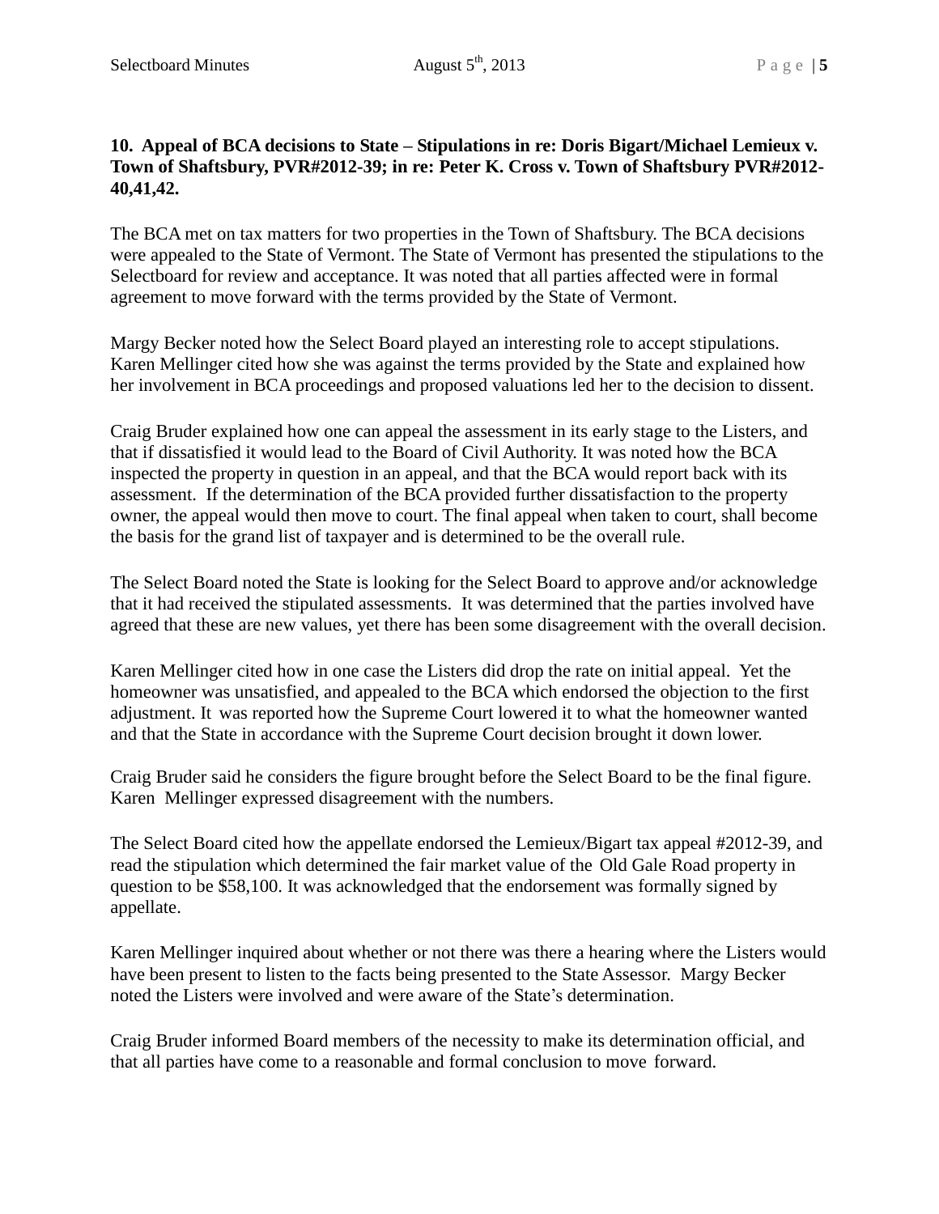**10. Appeal of BCA decisions to State – Stipulations in re: Doris Bigart/Michael Lemieux v. Town of Shaftsbury, PVR#2012-39; in re: Peter K. Cross v. Town of Shaftsbury PVR#2012-40,41,42.**

The BCA met on tax matters for two properties in the Town of Shaftsbury. The BCA decisions were appealed to the State of Vermont. The State of Vermont has presented the stipulations to the Selectboard for review and acceptance. It was noted that all parties affected were in formal agreement to move forward with the terms provided by the State of Vermont.

Margy Becker noted how the Select Board played an interesting role to accept stipulations. Karen Mellinger cited how she was against the terms provided by the State and explained how her involvement in BCA proceedings and proposed valuations led her to the decision to dissent.

Craig Bruder explained how one can appeal the assessment in its early stage to the Listers, and that if dissatisfied it would lead to the Board of Civil Authority. It was noted how the BCA inspected the property in question in an appeal, and that the BCA would report back with its assessment. If the determination of the BCA provided further dissatisfaction to the property owner, the appeal would then move to court. The final appeal when taken to court, shall become the basis for the grand list of taxpayer and is determined to be the overall rule.

The Select Board noted the State is looking for the Select Board to approve and/or acknowledge that it had received the stipulated assessments. It was determined that the parties involved have agreed that these are new values, yet there has been some disagreement with the overall decision.

Karen Mellinger cited how in one case the Listers did drop the rate on initial appeal. Yet the homeowner was unsatisfied, and appealed to the BCA which endorsed the objection to the first adjustment. It was reported how the Supreme Court lowered it to what the homeowner wanted and that the State in accordance with the Supreme Court decision brought it down lower.

Craig Bruder said he considers the figure brought before the Select Board to be the final figure. Karen Mellinger expressed disagreement with the numbers.

The Select Board cited how the appellate endorsed the Lemieux/Bigart tax appeal #2012-39, and read the stipulation which determined the fair market value of the Old Gale Road property in question to be $58,100. It was acknowledged that the endorsement was formally signed by appellate.

Karen Mellinger inquired about whether or not there was there a hearing where the Listers would have been present to listen to the facts being presented to the State Assessor. Margy Becker noted the Listers were involved and were aware of the State's determination.

Craig Bruder informed Board members of the necessity to make its determination official, and that all parties have come to a reasonable and formal conclusion to move forward.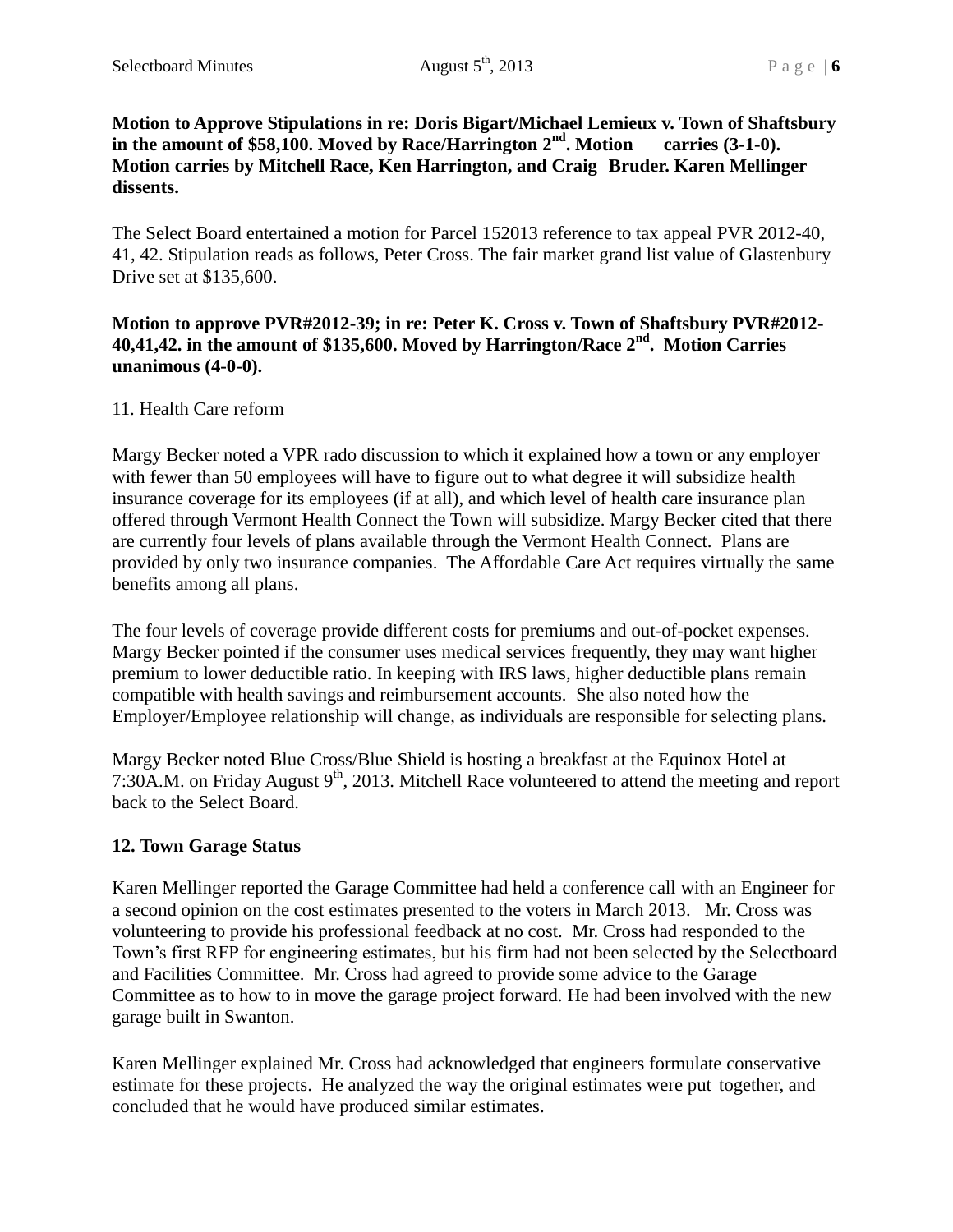**Motion to Approve Stipulations in re: Doris Bigart/Michael Lemieux v. Town of Shaftsbury in the amount of $58,100. Moved by Race/Harrington 2nd. Motion carries (3-1-0). Motion carries by Mitchell Race, Ken Harrington, and Craig Bruder. Karen Mellinger dissents.**

The Select Board entertained a motion for Parcel 152013 reference to tax appeal PVR 2012-40, 41, 42. Stipulation reads as follows, Peter Cross. The fair market grand list value of Glastenbury Drive set at $135,600.

**Motion to approve PVR#2012-39; in re: Peter K. Cross v. Town of Shaftsbury PVR#2012-40,41,42. in the amount of $135,600. Moved by Harrington/Race 2nd. Motion Carries unanimous (4-0-0).**

11. Health Care reform

Margy Becker noted a VPR rado discussion to which it explained how a town or any employer with fewer than 50 employees will have to figure out to what degree it will subsidize health insurance coverage for its employees (if at all), and which level of health care insurance plan offered through Vermont Health Connect the Town will subsidize. Margy Becker cited that there are currently four levels of plans available through the Vermont Health Connect. Plans are provided by only two insurance companies. The Affordable Care Act requires virtually the same benefits among all plans.

The four levels of coverage provide different costs for premiums and out-of-pocket expenses. Margy Becker pointed if the consumer uses medical services frequently, they may want higher premium to lower deductible ratio. In keeping with IRS laws, higher deductible plans remain compatible with health savings and reimbursement accounts. She also noted how the Employer/Employee relationship will change, as individuals are responsible for selecting plans.

Margy Becker noted Blue Cross/Blue Shield is hosting a breakfast at the Equinox Hotel at 7:30A.M. on Friday August 9th, 2013. Mitchell Race volunteered to attend the meeting and report back to the Select Board.

**12. Town Garage Status**

Karen Mellinger reported the Garage Committee had held a conference call with an Engineer for a second opinion on the cost estimates presented to the voters in March 2013. Mr. Cross was volunteering to provide his professional feedback at no cost. Mr. Cross had responded to the Town's first RFP for engineering estimates, but his firm had not been selected by the Selectboard and Facilities Committee. Mr. Cross had agreed to provide some advice to the Garage Committee as to how to in move the garage project forward. He had been involved with the new garage built in Swanton.

Karen Mellinger explained Mr. Cross had acknowledged that engineers formulate conservative estimate for these projects. He analyzed the way the original estimates were put together, and concluded that he would have produced similar estimates.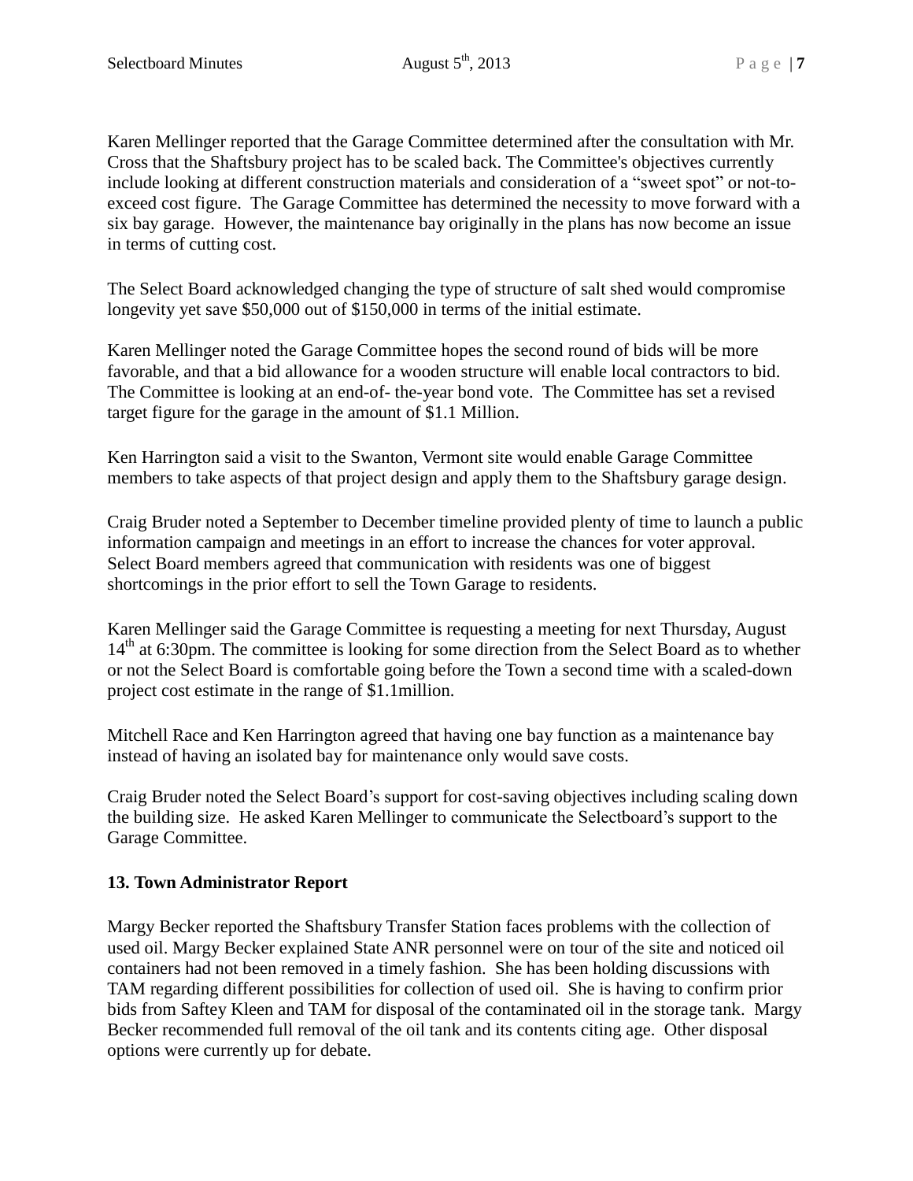Karen Mellinger reported that the Garage Committee determined after the consultation with Mr. Cross that the Shaftsbury project has to be scaled back. The Committee's objectives currently include looking at different construction materials and consideration of a "sweet spot" or not-to-exceed cost figure. The Garage Committee has determined the necessity to move forward with a six bay garage. However, the maintenance bay originally in the plans has now become an issue in terms of cutting cost.

The Select Board acknowledged changing the type of structure of salt shed would compromise longevity yet save \$50,000 out of \$150,000 in terms of the initial estimate.

Karen Mellinger noted the Garage Committee hopes the second round of bids will be more favorable, and that a bid allowance for a wooden structure will enable local contractors to bid. The Committee is looking at an end-of- the-year bond vote. The Committee has set a revised target figure for the garage in the amount of \$1.1 Million.

Ken Harrington said a visit to the Swanton, Vermont site would enable Garage Committee members to take aspects of that project design and apply them to the Shaftsbury garage design.

Craig Bruder noted a September to December timeline provided plenty of time to launch a public information campaign and meetings in an effort to increase the chances for voter approval. Select Board members agreed that communication with residents was one of biggest shortcomings in the prior effort to sell the Town Garage to residents.

Karen Mellinger said the Garage Committee is requesting a meeting for next Thursday, August 14th at 6:30pm. The committee is looking for some direction from the Select Board as to whether or not the Select Board is comfortable going before the Town a second time with a scaled-down project cost estimate in the range of \$1.1million.

Mitchell Race and Ken Harrington agreed that having one bay function as a maintenance bay instead of having an isolated bay for maintenance only would save costs.

Craig Bruder noted the Select Board's support for cost-saving objectives including scaling down the building size. He asked Karen Mellinger to communicate the Selectboard's support to the Garage Committee.

**13. Town Administrator Report**

Margy Becker reported the Shaftsbury Transfer Station faces problems with the collection of used oil. Margy Becker explained State ANR personnel were on tour of the site and noticed oil containers had not been removed in a timely fashion. She has been holding discussions with TAM regarding different possibilities for collection of used oil. She is having to confirm prior bids from Saftey Kleen and TAM for disposal of the contaminated oil in the storage tank. Margy Becker recommended full removal of the oil tank and its contents citing age. Other disposal options were currently up for debate.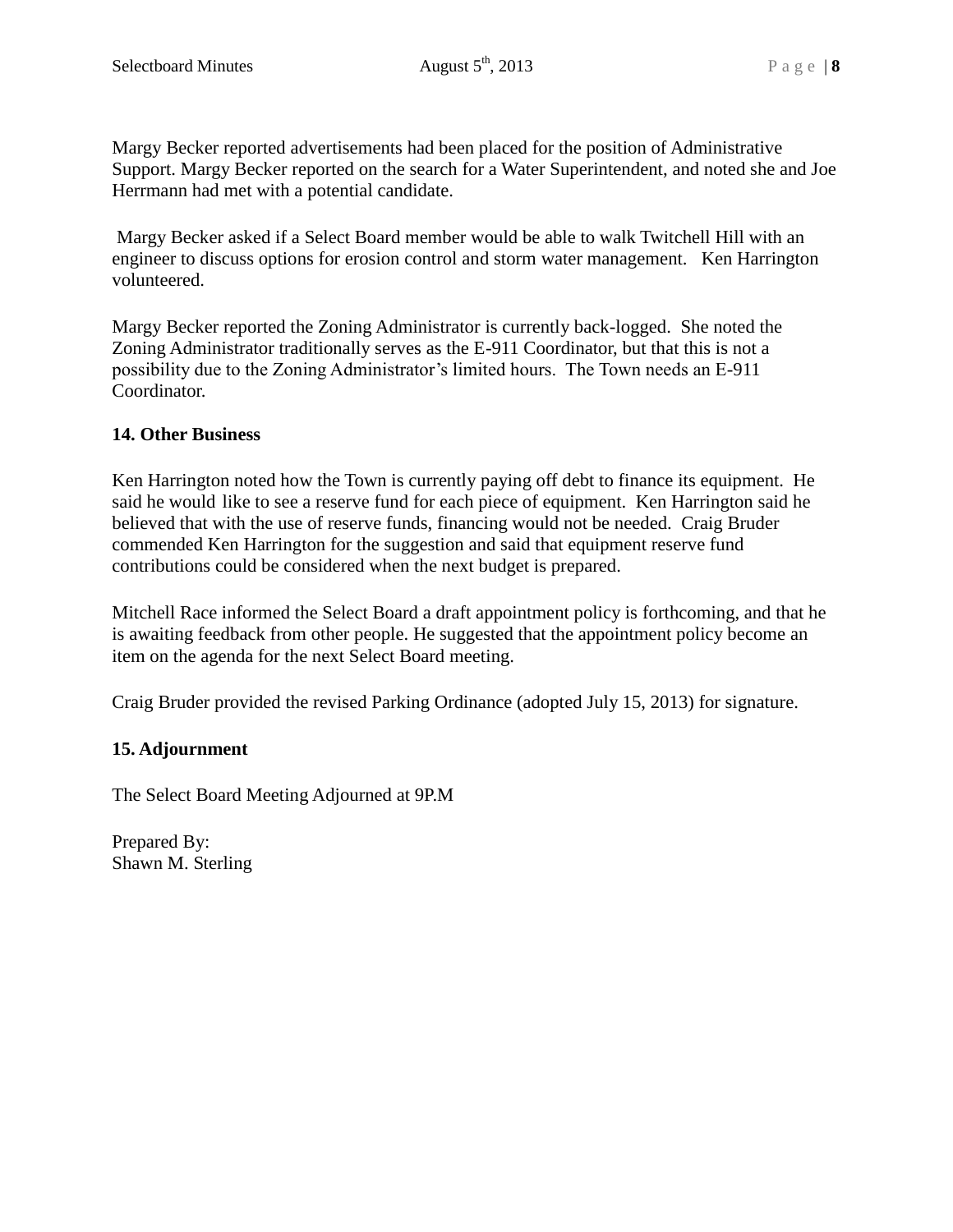Margy Becker reported advertisements had been placed for the position of Administrative Support. Margy Becker reported on the search for a Water Superintendent, and noted she and Joe Herrmann had met with a potential candidate.

Margy Becker asked if a Select Board member would be able to walk Twitchell Hill with an engineer to discuss options for erosion control and storm water management. Ken Harrington volunteered.

Margy Becker reported the Zoning Administrator is currently back-logged. She noted the Zoning Administrator traditionally serves as the E-911 Coordinator, but that this is not a possibility due to the Zoning Administrator's limited hours. The Town needs an E-911 Coordinator.

**14. Other Business**

Ken Harrington noted how the Town is currently paying off debt to finance its equipment. He said he would like to see a reserve fund for each piece of equipment. Ken Harrington said he believed that with the use of reserve funds, financing would not be needed. Craig Bruder commended Ken Harrington for the suggestion and said that equipment reserve fund contributions could be considered when the next budget is prepared.

Mitchell Race informed the Select Board a draft appointment policy is forthcoming, and that he is awaiting feedback from other people. He suggested that the appointment policy become an item on the agenda for the next Select Board meeting.

Craig Bruder provided the revised Parking Ordinance (adopted July 15, 2013) for signature.

**15. Adjournment**

The Select Board Meeting Adjourned at 9P.M

Prepared By:
Shawn M. Sterling